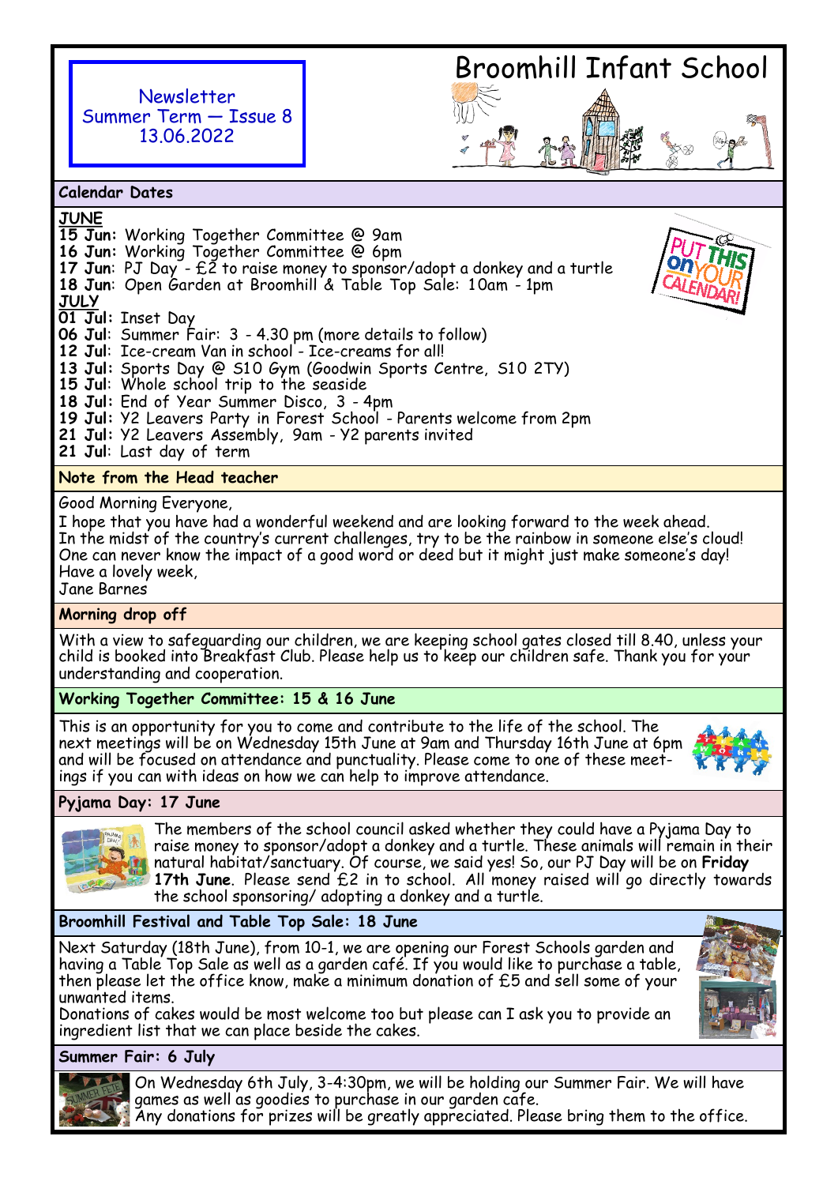# Broomhill Infant School

Newsletter
Summer Term — Issue 8
13.06.2022

## Calendar Dates

**JUNE**

**15 Jun:** Working Together Committee @ 9am
**16 Jun:** Working Together Committee @ 6pm
**17 Jun:** PJ Day - £2 to raise money to sponsor/adopt a donkey and a turtle
**18 Jun:** Open Garden at Broomhill & Table Top Sale: 10am - 1pm

**JULY**

**01 Jul:** Inset Day
**06 Jul:** Summer Fair: 3 - 4.30 pm (more details to follow)
**12 Jul:** Ice-cream Van in school - Ice-creams for all!
**13 Jul:** Sports Day @ S10 Gym (Goodwin Sports Centre, S10 2TY)
**15 Jul:** Whole school trip to the seaside
**18 Jul:** End of Year Summer Disco, 3 - 4pm
**19 Jul:** Y2 Leavers Party in Forest School - Parents welcome from 2pm
**21 Jul:** Y2 Leavers Assembly, 9am - Y2 parents invited
**21 Jul:** Last day of term

## Note from the Head teacher

Good Morning Everyone,
I hope that you have had a wonderful weekend and are looking forward to the week ahead.
In the midst of the country's current challenges, try to be the rainbow in someone else's cloud!
One can never know the impact of a good word or deed but it might just make someone's day!
Have a lovely week,
Jane Barnes

## Morning drop off

With a view to safeguarding our children, we are keeping school gates closed till 8.40, unless your child is booked into Breakfast Club. Please help us to keep our children safe. Thank you for your understanding and cooperation.

## Working Together Committee: 15 & 16 June

This is an opportunity for you to come and contribute to the life of the school. The next meetings will be on Wednesday 15th June at 9am and Thursday 16th June at 6pm and will be focused on attendance and punctuality. Please come to one of these meetings if you can with ideas on how we can help to improve attendance.

## Pyjama Day: 17 June

The members of the school council asked whether they could have a Pyjama Day to raise money to sponsor/adopt a donkey and a turtle. These animals will remain in their natural habitat/sanctuary. Of course, we said yes! So, our PJ Day will be on **Friday 17th June**. Please send £2 in to school. All money raised will go directly towards the school sponsoring/ adopting a donkey and a turtle.

## Broomhill Festival and Table Top Sale: 18 June

Next Saturday (18th June), from 10-1, we are opening our Forest Schools garden and having a Table Top Sale as well as a garden café. If you would like to purchase a table, then please let the office know, make a minimum donation of £5 and sell some of your unwanted items.
Donations of cakes would be most welcome too but please can I ask you to provide an ingredient list that we can place beside the cakes.

## Summer Fair: 6 July

On Wednesday 6th July, 3-4:30pm, we will be holding our Summer Fair. We will have games as well as goodies to purchase in our garden cafe.
Any donations for prizes will be greatly appreciated. Please bring them to the office.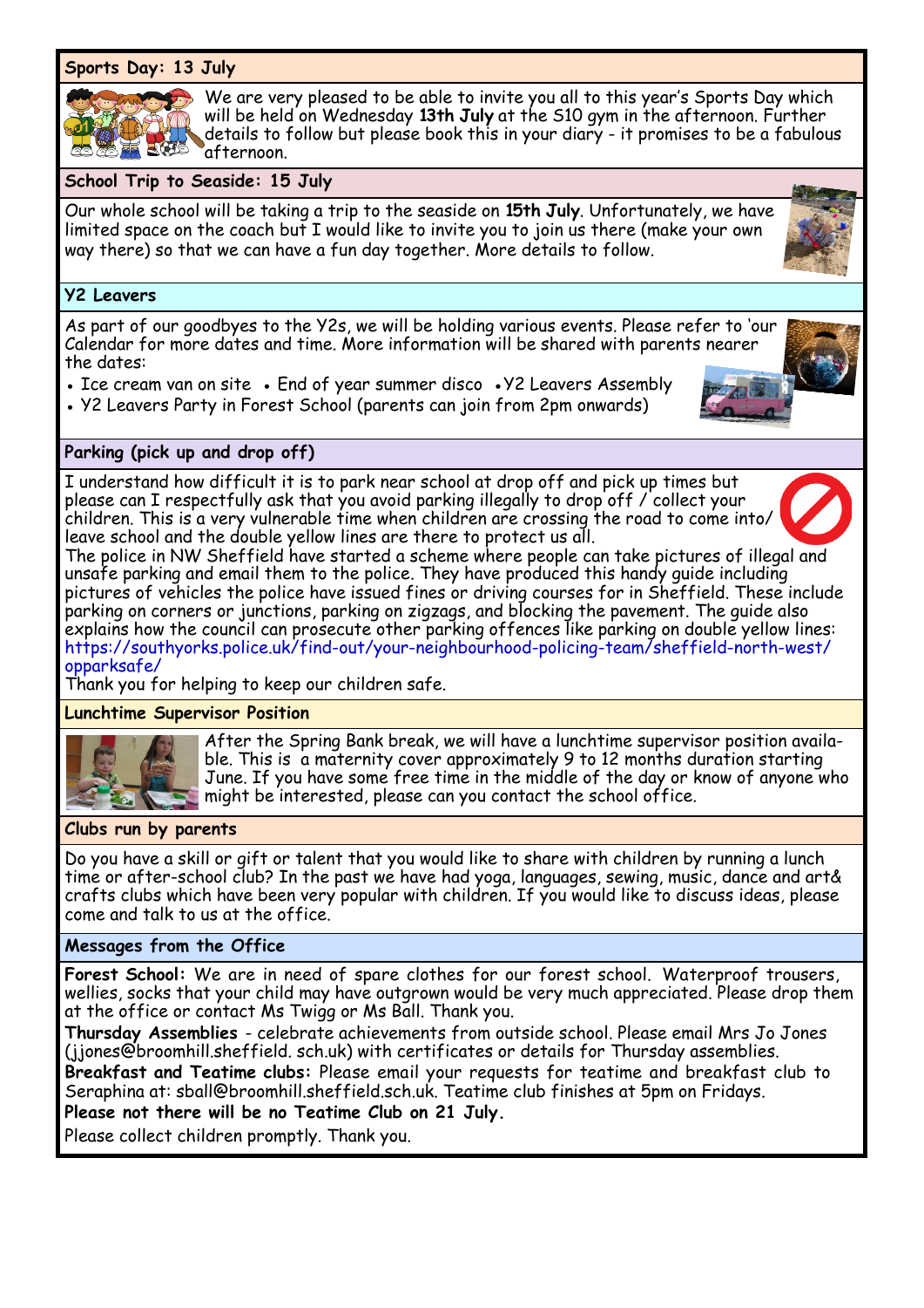## Sports Day: 13 July

We are very pleased to be able to invite you all to this year's Sports Day which will be held on Wednesday **13th July** at the S10 gym in the afternoon. Further details to follow but please book this in your diary - it promises to be a fabulous afternoon.

## School Trip to Seaside: 15 July

Our whole school will be taking a trip to the seaside on **15th July**. Unfortunately, we have limited space on the coach but I would like to invite you to join us there (make your own way there) so that we can have a fun day together. More details to follow.

## Y2 Leavers

As part of our goodbyes to the Y2s, we will be holding various events. Please refer to 'our Calendar for more dates and time. More information will be shared with parents nearer the dates:

- Ice cream van on site
- End of year summer disco
- Y2 Leavers Assembly
- Y2 Leavers Party in Forest School (parents can join from 2pm onwards)

## Parking (pick up and drop off)

I understand how difficult it is to park near school at drop off and pick up times but please can I respectfully ask that you avoid parking illegally to drop off / collect your children. This is a very vulnerable time when children are crossing the road to come into/ leave school and the double yellow lines are there to protect us all.

The police in NW Sheffield have started a scheme where people can take pictures of illegal and unsafe parking and email them to the police. They have produced this handy guide including pictures of vehicles the police have issued fines or driving cautions for in Sheffield. These include parking on corners or junctions, parking on zigzags, and blocking the pavement. The guide also explains how the council can prosecute other parking offences like parking on double yellow lines: https://southyorks.police.uk/find-out/your-neighbourhood-policing-team/sheffield-north-west/opparksafe/

Thank you for helping to keep our children safe.

## Lunchtime Supervisor Position

After the Spring Bank break, we will have a lunchtime supervisor position available. This is a maternity cover approximately 9 to 12 months duration starting June. If you have some free time in the middle of the day or know of anyone who might be interested, please can you contact the school office.

## Clubs run by parents

Do you have a skill or gift or talent that you would like to share with children by running a lunch time or after-school club? In the past we have had yoga, languages, sewing, music, dance and art& crafts clubs which have been very popular with children. If you would like to discuss ideas, please come and talk to us at the office.

## Messages from the Office

**Forest School:** We are in need of spare clothes for our forest school. Waterproof trousers, wellies, socks that your child may have outgrown would be very much appreciated. Please drop them at the office or contact Ms Twigg or Ms Ball. Thank you.

**Thursday Assemblies** - celebrate achievements from outside school. Please email Mrs Jo Jones (jjones@broomhill.sheffield. sch.uk) with certificates or details for Thursday assemblies.

**Breakfast and Teatime clubs:** Please email your requests for teatime and breakfast club to Seraphina at: sball@broomhill.sheffield.sch.uk. Teatime club finishes at 5pm on Fridays.

**Please not there will be no Teatime Club on 21 July.**

Please collect children promptly. Thank you.